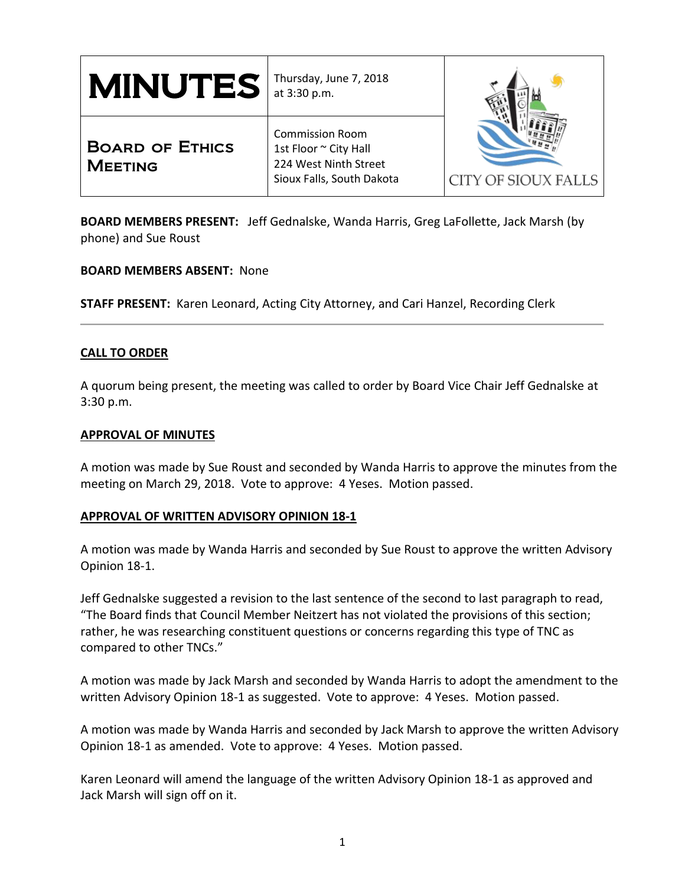# MINUTES

Thursday, June 7, 2018
at 3:30 p.m.

## Board of Ethics Meeting

Commission Room
1st Floor ~ City Hall
224 West Ninth Street
Sioux Falls, South Dakota

CITY OF SIOUX FALLS

**BOARD MEMBERS PRESENT:** Jeff Gednalske, Wanda Harris, Greg LaFollette, Jack Marsh (by phone) and Sue Roust

**BOARD MEMBERS ABSENT:** None

**STAFF PRESENT:** Karen Leonard, Acting City Attorney, and Cari Hanzel, Recording Clerk

---

**CALL TO ORDER**

A quorum being present, the meeting was called to order by Board Vice Chair Jeff Gednalske at 3:30 p.m.

**APPROVAL OF MINUTES**

A motion was made by Sue Roust and seconded by Wanda Harris to approve the minutes from the meeting on March 29, 2018. Vote to approve: 4 Yeses. Motion passed.

**APPROVAL OF WRITTEN ADVISORY OPINION 18-1**

A motion was made by Wanda Harris and seconded by Sue Roust to approve the written Advisory Opinion 18-1.

Jeff Gednalske suggested a revision to the last sentence of the second to last paragraph to read, "The Board finds that Council Member Neitzert has not violated the provisions of this section; rather, he was researching constituent questions or concerns regarding this type of TNC as compared to other TNCs."

A motion was made by Jack Marsh and seconded by Wanda Harris to adopt the amendment to the written Advisory Opinion 18-1 as suggested. Vote to approve: 4 Yeses. Motion passed.

A motion was made by Wanda Harris and seconded by Jack Marsh to approve the written Advisory Opinion 18-1 as amended. Vote to approve: 4 Yeses. Motion passed.

Karen Leonard will amend the language of the written Advisory Opinion 18-1 as approved and Jack Marsh will sign off on it.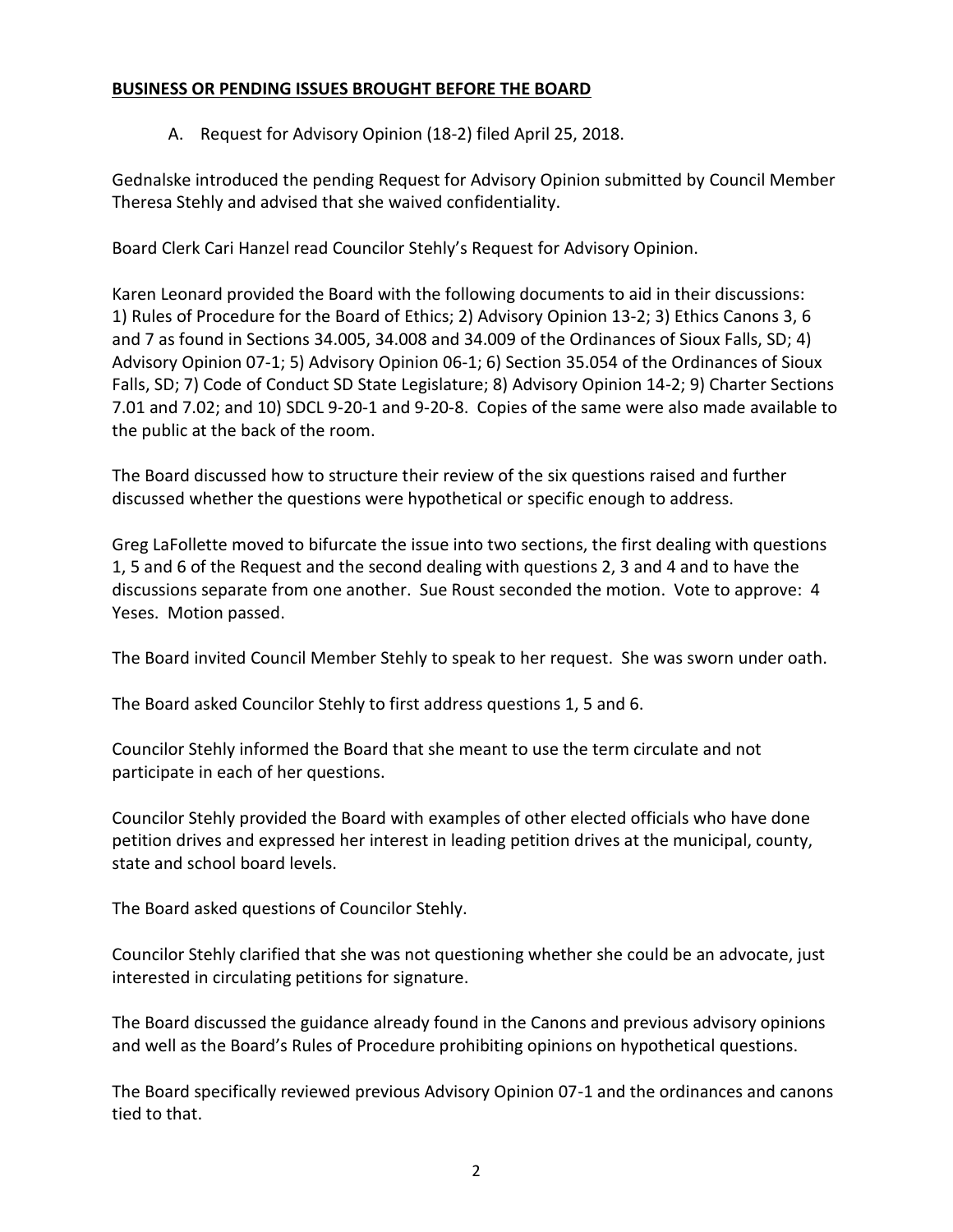**BUSINESS OR PENDING ISSUES BROUGHT BEFORE THE BOARD**

A. Request for Advisory Opinion (18-2) filed April 25, 2018.

Gednalske introduced the pending Request for Advisory Opinion submitted by Council Member Theresa Stehly and advised that she waived confidentiality.

Board Clerk Cari Hanzel read Councilor Stehly's Request for Advisory Opinion.

Karen Leonard provided the Board with the following documents to aid in their discussions: 1) Rules of Procedure for the Board of Ethics; 2) Advisory Opinion 13-2; 3) Ethics Canons 3, 6 and 7 as found in Sections 34.005, 34.008 and 34.009 of the Ordinances of Sioux Falls, SD; 4) Advisory Opinion 07-1; 5) Advisory Opinion 06-1; 6) Section 35.054 of the Ordinances of Sioux Falls, SD; 7) Code of Conduct SD State Legislature; 8) Advisory Opinion 14-2; 9) Charter Sections 7.01 and 7.02; and 10) SDCL 9-20-1 and 9-20-8. Copies of the same were also made available to the public at the back of the room.

The Board discussed how to structure their review of the six questions raised and further discussed whether the questions were hypothetical or specific enough to address.

Greg LaFollette moved to bifurcate the issue into two sections, the first dealing with questions 1, 5 and 6 of the Request and the second dealing with questions 2, 3 and 4 and to have the discussions separate from one another. Sue Roust seconded the motion. Vote to approve: 4 Yeses. Motion passed.

The Board invited Council Member Stehly to speak to her request. She was sworn under oath.

The Board asked Councilor Stehly to first address questions 1, 5 and 6.

Councilor Stehly informed the Board that she meant to use the term circulate and not participate in each of her questions.

Councilor Stehly provided the Board with examples of other elected officials who have done petition drives and expressed her interest in leading petition drives at the municipal, county, state and school board levels.

The Board asked questions of Councilor Stehly.

Councilor Stehly clarified that she was not questioning whether she could be an advocate, just interested in circulating petitions for signature.

The Board discussed the guidance already found in the Canons and previous advisory opinions and well as the Board's Rules of Procedure prohibiting opinions on hypothetical questions.

The Board specifically reviewed previous Advisory Opinion 07-1 and the ordinances and canons tied to that.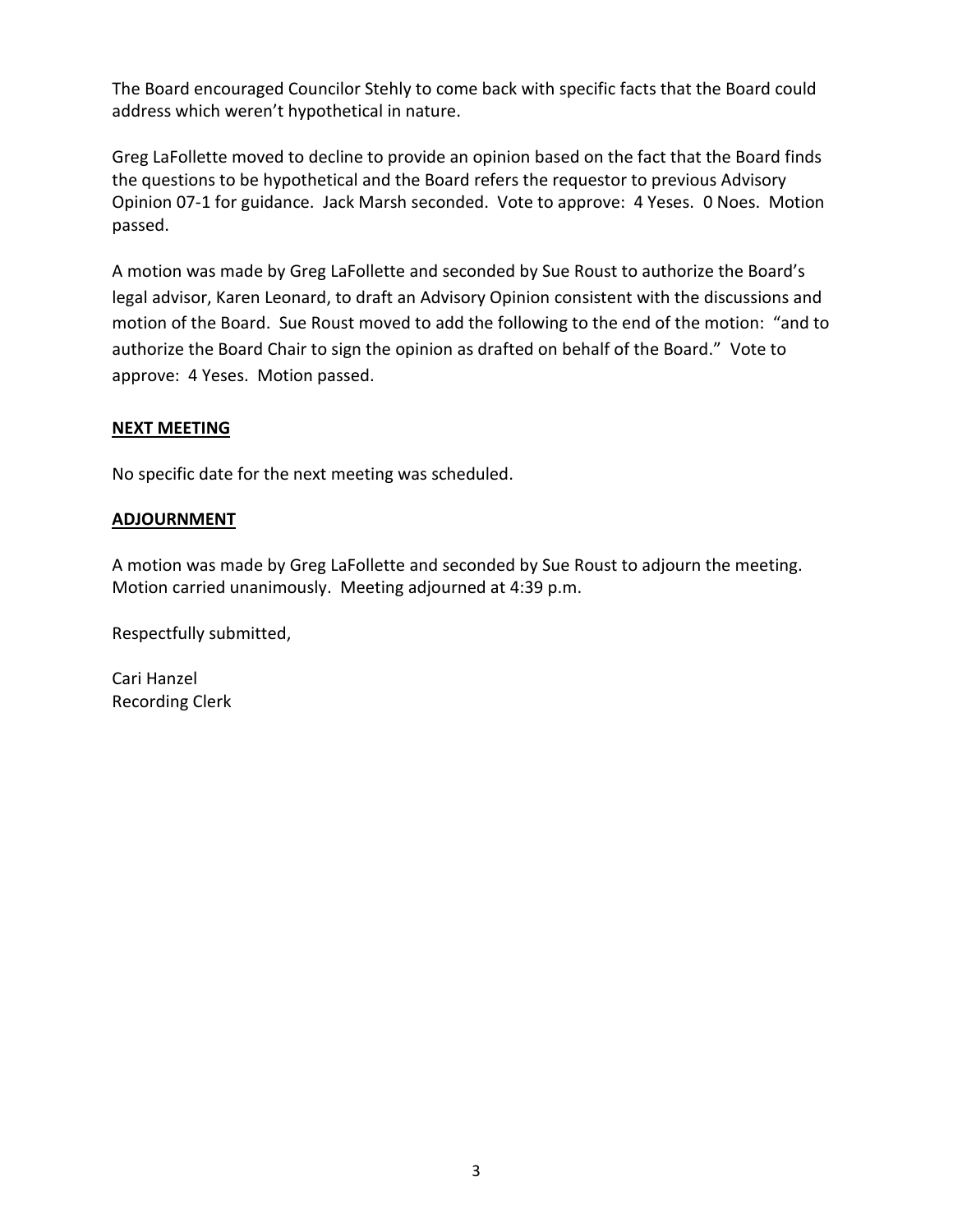The Board encouraged Councilor Stehly to come back with specific facts that the Board could address which weren't hypothetical in nature.

Greg LaFollette moved to decline to provide an opinion based on the fact that the Board finds the questions to be hypothetical and the Board refers the requestor to previous Advisory Opinion 07-1 for guidance. Jack Marsh seconded. Vote to approve: 4 Yeses. 0 Noes. Motion passed.

A motion was made by Greg LaFollette and seconded by Sue Roust to authorize the Board's legal advisor, Karen Leonard, to draft an Advisory Opinion consistent with the discussions and motion of the Board. Sue Roust moved to add the following to the end of the motion: "and to authorize the Board Chair to sign the opinion as drafted on behalf of the Board." Vote to approve: 4 Yeses. Motion passed.

**NEXT MEETING**

No specific date for the next meeting was scheduled.

**ADJOURNMENT**

A motion was made by Greg LaFollette and seconded by Sue Roust to adjourn the meeting. Motion carried unanimously. Meeting adjourned at 4:39 p.m.

Respectfully submitted,

Cari Hanzel
Recording Clerk